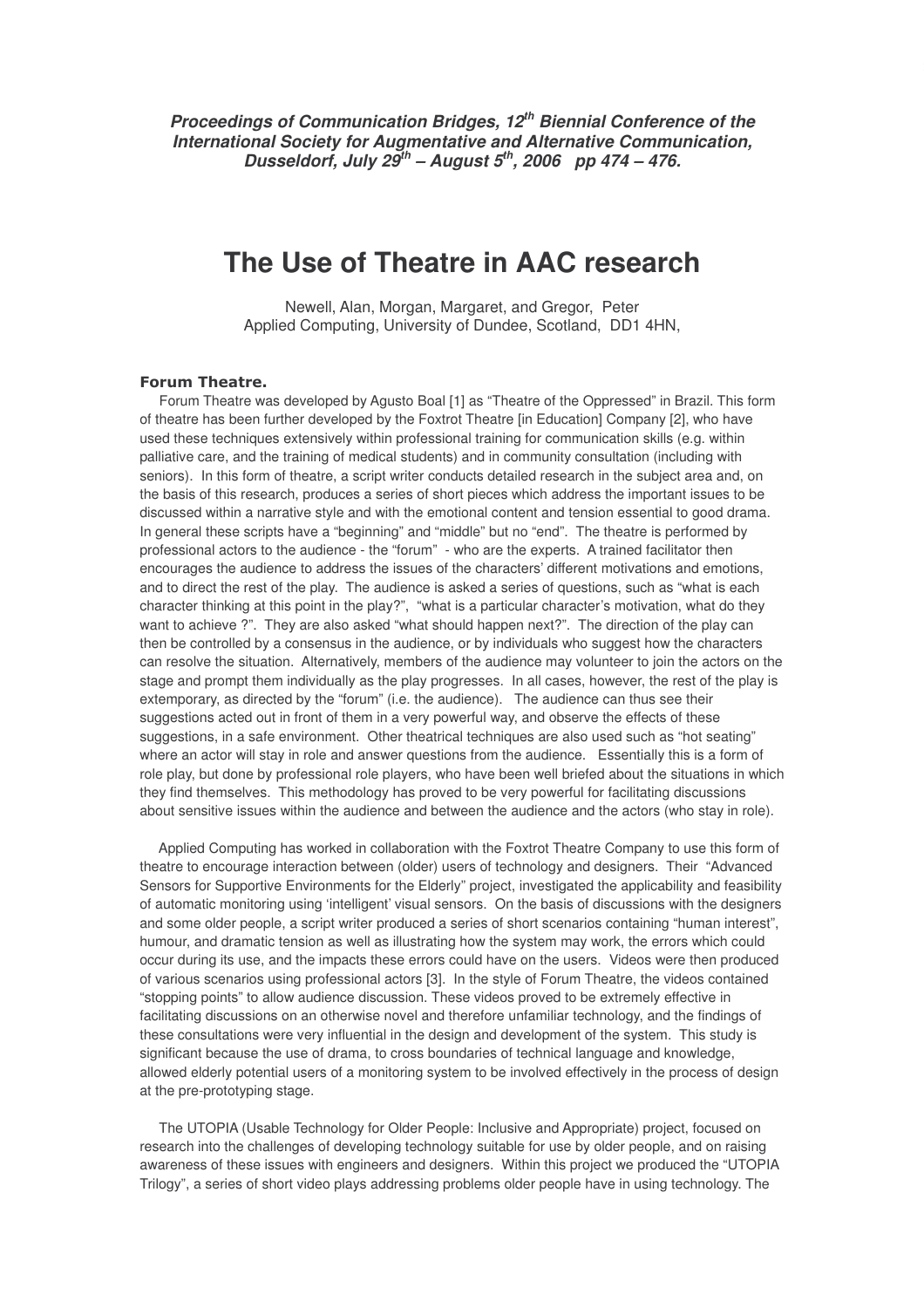***Proceedings of Communication Bridges, 12th Biennial Conference of the International Society for Augmentative and Alternative Communication, Dusseldorf, July 29th – August 5th, 2006 pp 474 – 476.***

# The Use of Theatre in AAC research

Newell, Alan, Morgan, Margaret, and Gregor, Peter
Applied Computing, University of Dundee, Scotland, DD1 4HN,

### Forum Theatre.

Forum Theatre was developed by Agusto Boal [1] as "Theatre of the Oppressed" in Brazil. This form of theatre has been further developed by the Foxtrot Theatre [in Education] Company [2], who have used these techniques extensively within professional training for communication skills (e.g. within palliative care, and the training of medical students) and in community consultation (including with seniors). In this form of theatre, a script writer conducts detailed research in the subject area and, on the basis of this research, produces a series of short pieces which address the important issues to be discussed within a narrative style and with the emotional content and tension essential to good drama. In general these scripts have a "beginning" and "middle" but no "end". The theatre is performed by professional actors to the audience - the "forum" - who are the experts. A trained facilitator then encourages the audience to address the issues of the characters' different motivations and emotions, and to direct the rest of the play. The audience is asked a series of questions, such as "what is each character thinking at this point in the play?", "what is a particular character's motivation, what do they want to achieve ?". They are also asked "what should happen next?". The direction of the play can then be controlled by a consensus in the audience, or by individuals who suggest how the characters can resolve the situation. Alternatively, members of the audience may volunteer to join the actors on the stage and prompt them individually as the play progresses. In all cases, however, the rest of the play is extemporary, as directed by the "forum" (i.e. the audience). The audience can thus see their suggestions acted out in front of them in a very powerful way, and observe the effects of these suggestions, in a safe environment. Other theatrical techniques are also used such as "hot seating" where an actor will stay in role and answer questions from the audience. Essentially this is a form of role play, but done by professional role players, who have been well briefed about the situations in which they find themselves. This methodology has proved to be very powerful for facilitating discussions about sensitive issues within the audience and between the audience and the actors (who stay in role).

Applied Computing has worked in collaboration with the Foxtrot Theatre Company to use this form of theatre to encourage interaction between (older) users of technology and designers. Their "Advanced Sensors for Supportive Environments for the Elderly" project, investigated the applicability and feasibility of automatic monitoring using 'intelligent' visual sensors. On the basis of discussions with the designers and some older people, a script writer produced a series of short scenarios containing "human interest", humour, and dramatic tension as well as illustrating how the system may work, the errors which could occur during its use, and the impacts these errors could have on the users. Videos were then produced of various scenarios using professional actors [3]. In the style of Forum Theatre, the videos contained "stopping points" to allow audience discussion. These videos proved to be extremely effective in facilitating discussions on an otherwise novel and therefore unfamiliar technology, and the findings of these consultations were very influential in the design and development of the system. This study is significant because the use of drama, to cross boundaries of technical language and knowledge, allowed elderly potential users of a monitoring system to be involved effectively in the process of design at the pre-prototyping stage.

The UTOPIA (Usable Technology for Older People: Inclusive and Appropriate) project, focused on research into the challenges of developing technology suitable for use by older people, and on raising awareness of these issues with engineers and designers. Within this project we produced the "UTOPIA Trilogy", a series of short video plays addressing problems older people have in using technology. The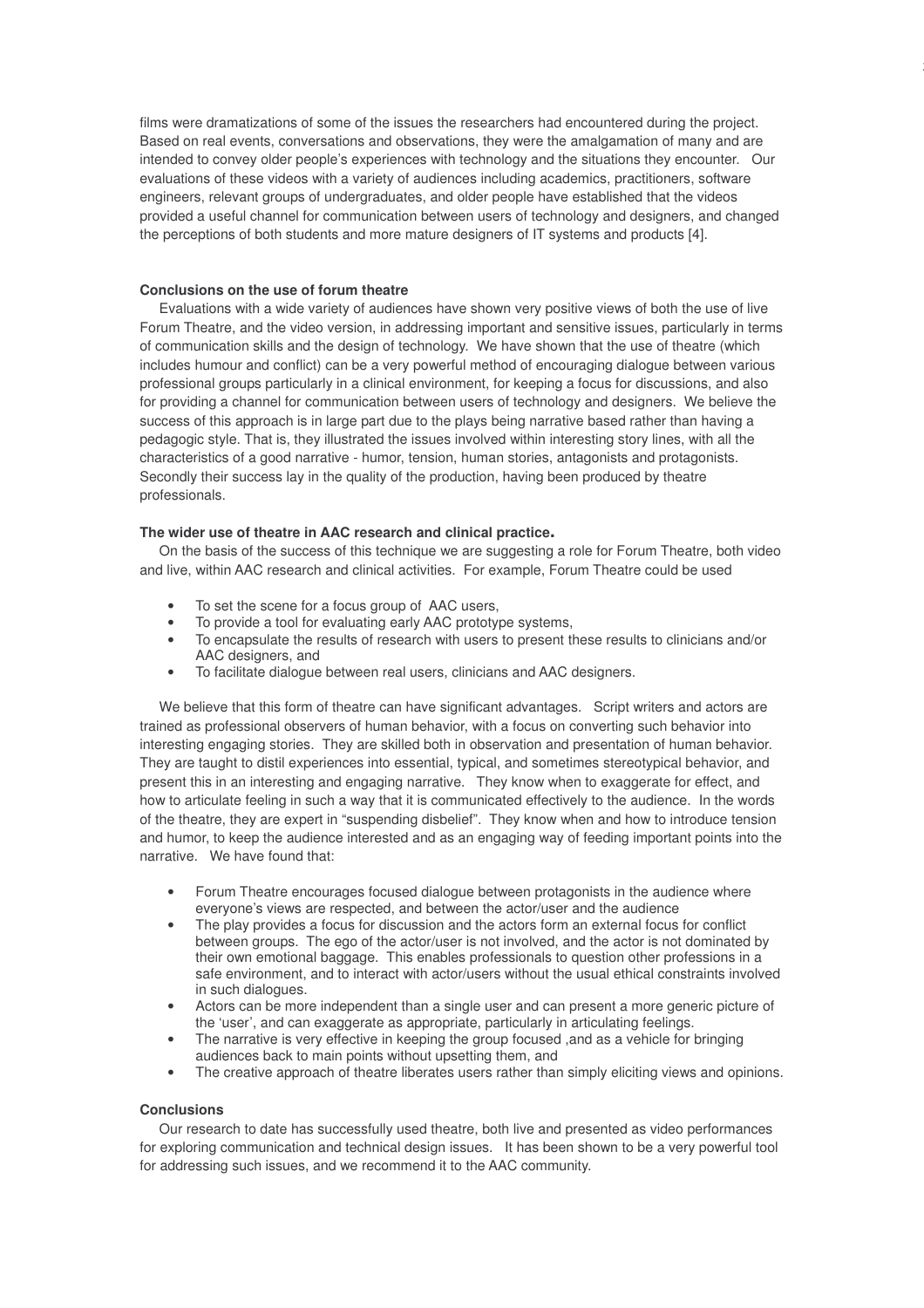films were dramatizations of some of the issues the researchers had encountered during the project. Based on real events, conversations and observations, they were the amalgamation of many and are intended to convey older people's experiences with technology and the situations they encounter. Our evaluations of these videos with a variety of audiences including academics, practitioners, software engineers, relevant groups of undergraduates, and older people have established that the videos provided a useful channel for communication between users of technology and designers, and changed the perceptions of both students and more mature designers of IT systems and products [4].

**Conclusions on the use of forum theatre**

Evaluations with a wide variety of audiences have shown very positive views of both the use of live Forum Theatre, and the video version, in addressing important and sensitive issues, particularly in terms of communication skills and the design of technology. We have shown that the use of theatre (which includes humour and conflict) can be a very powerful method of encouraging dialogue between various professional groups particularly in a clinical environment, for keeping a focus for discussions, and also for providing a channel for communication between users of technology and designers. We believe the success of this approach is in large part due to the plays being narrative based rather than having a pedagogic style. That is, they illustrated the issues involved within interesting story lines, with all the characteristics of a good narrative - humor, tension, human stories, antagonists and protagonists. Secondly their success lay in the quality of the production, having been produced by theatre professionals.

**The wider use of theatre in AAC research and clinical practice.**

On the basis of the success of this technique we are suggesting a role for Forum Theatre, both video and live, within AAC research and clinical activities. For example, Forum Theatre could be used

- To set the scene for a focus group of AAC users,
- To provide a tool for evaluating early AAC prototype systems,
- To encapsulate the results of research with users to present these results to clinicians and/or AAC designers, and
- To facilitate dialogue between real users, clinicians and AAC designers.

We believe that this form of theatre can have significant advantages. Script writers and actors are trained as professional observers of human behavior, with a focus on converting such behavior into interesting engaging stories. They are skilled both in observation and presentation of human behavior. They are taught to distil experiences into essential, typical, and sometimes stereotypical behavior, and present this in an interesting and engaging narrative. They know when to exaggerate for effect, and how to articulate feeling in such a way that it is communicated effectively to the audience. In the words of the theatre, they are expert in "suspending disbelief". They know when and how to introduce tension and humor, to keep the audience interested and as an engaging way of feeding important points into the narrative. We have found that:

- Forum Theatre encourages focused dialogue between protagonists in the audience where everyone's views are respected, and between the actor/user and the audience
- The play provides a focus for discussion and the actors form an external focus for conflict between groups. The ego of the actor/user is not involved, and the actor is not dominated by their own emotional baggage. This enables professionals to question other professions in a safe environment, and to interact with actor/users without the usual ethical constraints involved in such dialogues.
- Actors can be more independent than a single user and can present a more generic picture of the 'user', and can exaggerate as appropriate, particularly in articulating feelings.
- The narrative is very effective in keeping the group focused ,and as a vehicle for bringing audiences back to main points without upsetting them, and
- The creative approach of theatre liberates users rather than simply eliciting views and opinions.

**Conclusions**

Our research to date has successfully used theatre, both live and presented as video performances for exploring communication and technical design issues. It has been shown to be a very powerful tool for addressing such issues, and we recommend it to the AAC community.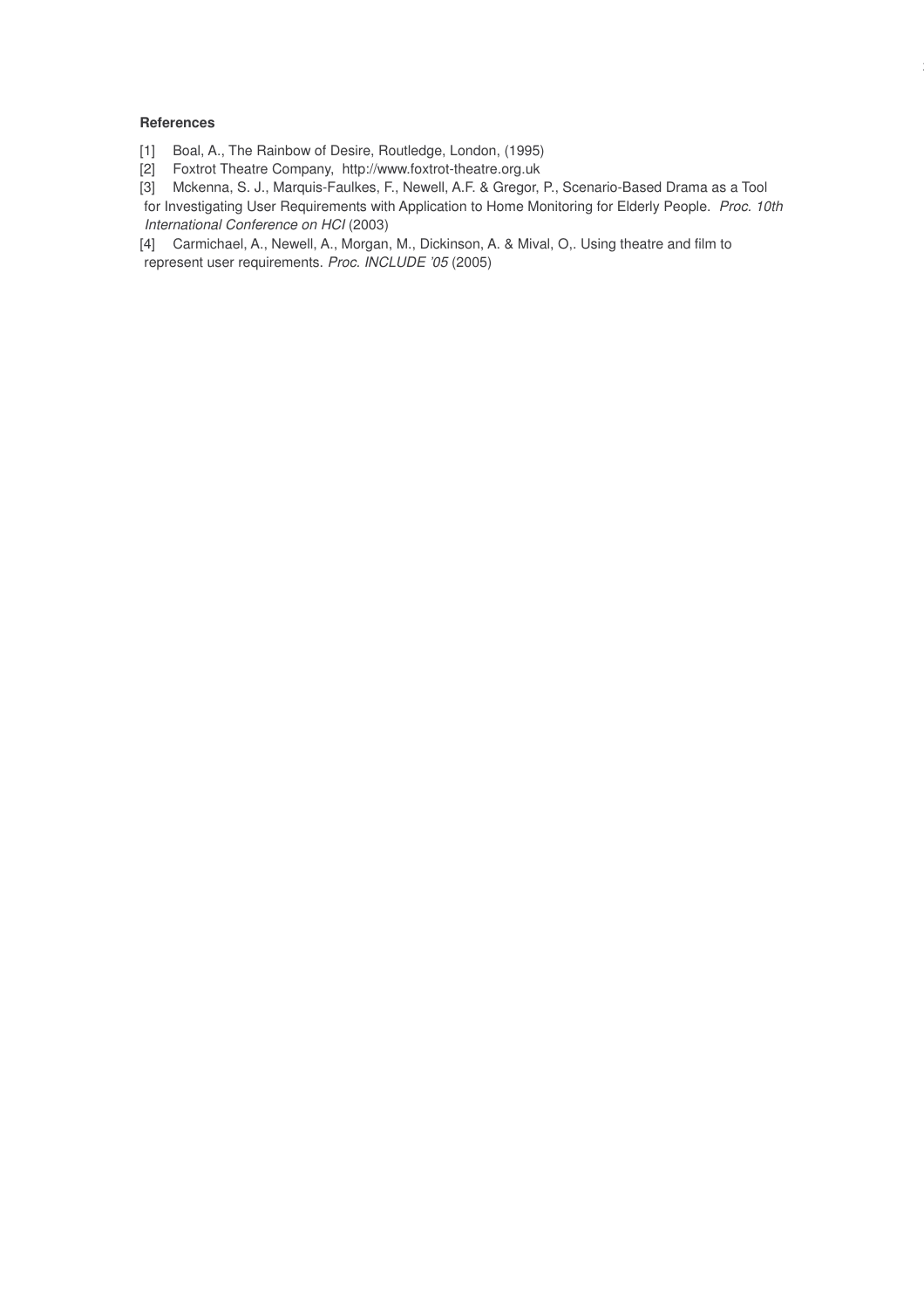**References**

[1] Boal, A., The Rainbow of Desire, Routledge, London, (1995)

[2] Foxtrot Theatre Company, http://www.foxtrot-theatre.org.uk

[3] Mckenna, S. J., Marquis-Faulkes, F., Newell, A.F. & Gregor, P., Scenario-Based Drama as a Tool for Investigating User Requirements with Application to Home Monitoring for Elderly People. *Proc. 10th International Conference on HCI* (2003)

[4] Carmichael, A., Newell, A., Morgan, M., Dickinson, A. & Mival, O,. Using theatre and film to represent user requirements. *Proc. INCLUDE '05* (2005)